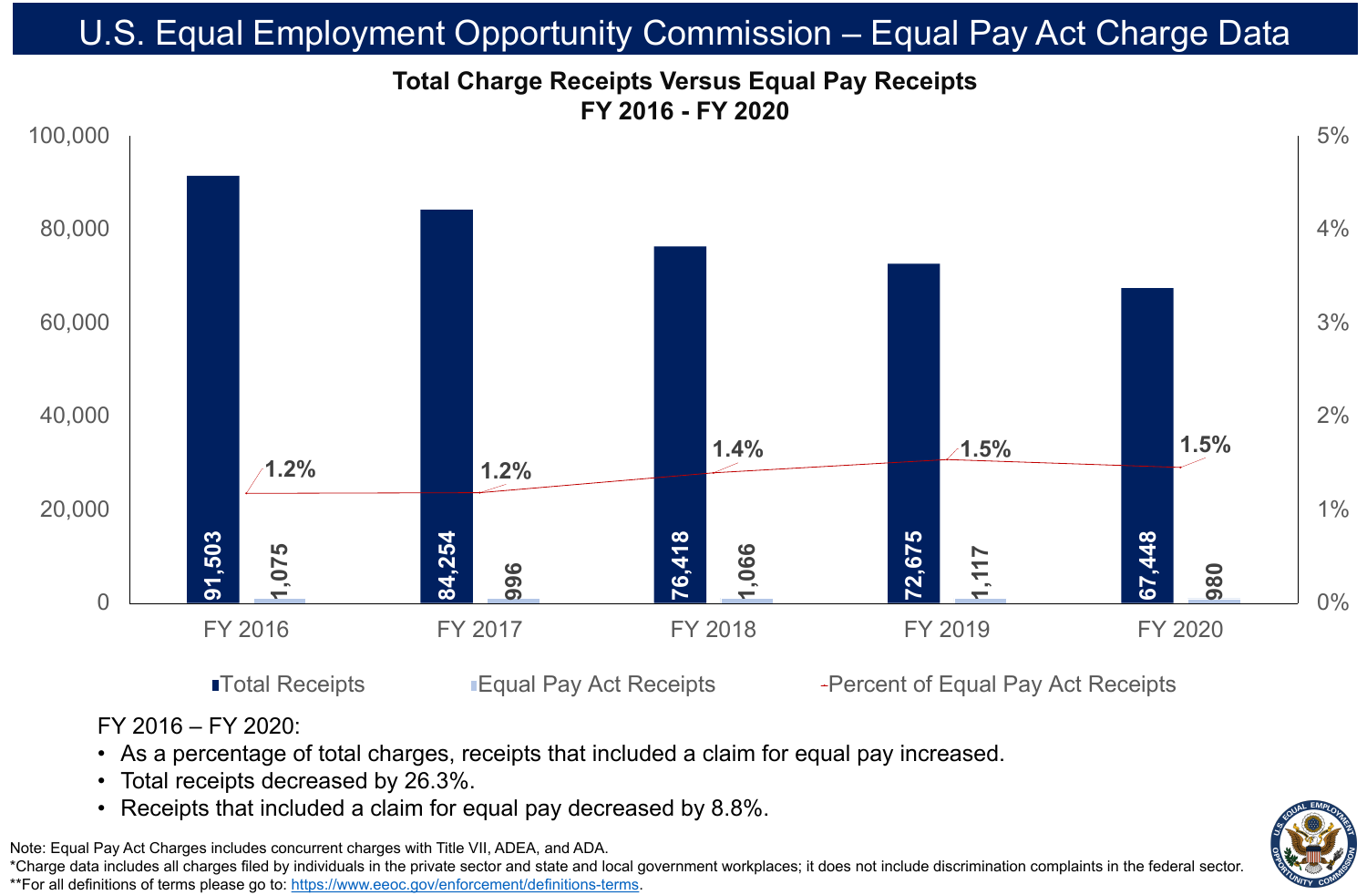# U.S. Equal Employment Opportunity Commission – Equal Pay Act Charge Data

## Total Charge Receipts Versus Equal Pay Receipts FY 2016 - FY 2020

| | FY 2016 | FY 2017 | FY 2018 | FY 2019 | FY 2020 |
|---|---|---|---|---|---|
| Total Receipts | 91,503 | 84,254 | 76,418 | 72,675 | 67,448 |
| Equal Pay Act Receipts | 1,075 | 996 | 1,066 | 1,117 | 980 |
| Percent of Equal Pay Act Receipts | 1.2% | 1.2% | 1.4% | 1.5% | 1.5% |

FY 2016 – FY 2020:

- As a percentage of total charges, receipts that included a claim for equal pay increased.
- Total receipts decreased by 26.3%.
- Receipts that included a claim for equal pay decreased by 8.8%.

Note: Equal Pay Act Charges includes concurrent charges with Title VII, ADEA, and ADA.

*Charge data includes all charges filed by individuals in the private sector and state and local government workplaces; it does not include discrimination complaints in the federal sector.

**For all definitions of terms please go to: https://www.eeoc.gov/enforcement/definitions-terms.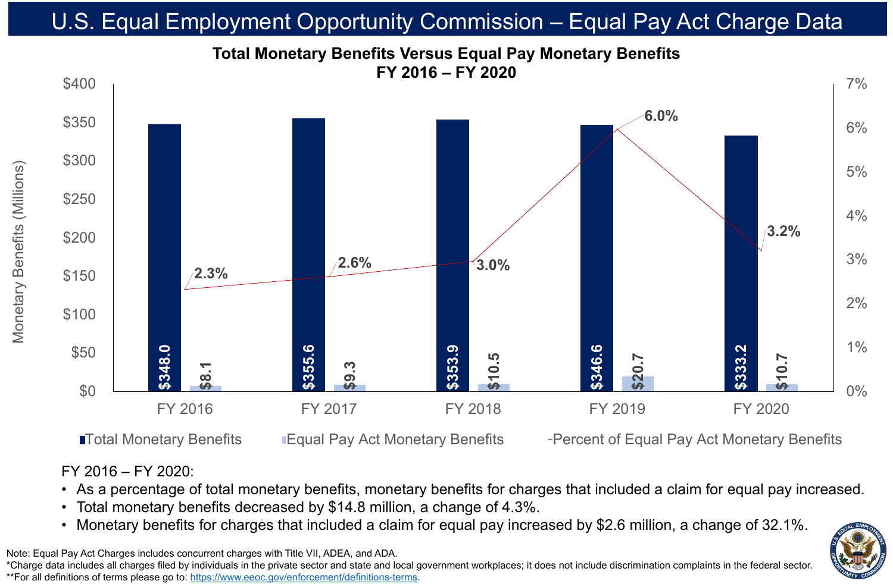# U.S. Equal Employment Opportunity Commission – Equal Pay Act Charge Data

## Total Monetary Benefits Versus Equal Pay Monetary Benefits FY 2016 – FY 2020

| Fiscal Year | Total Monetary Benefits (Millions) | Equal Pay Act Monetary Benefits (Millions) | Percent of Equal Pay Act Monetary Benefits |
|---|---|---|---|
| FY 2016 | $348.0 | $8.1 | 2.3% |
| FY 2017 | $355.6 | $9.3 | 2.6% |
| FY 2018 | $353.9 | $10.5 | 3.0% |
| FY 2019 | $346.6 | $20.7 | 6.0% |
| FY 2020 | $333.2 | $10.7 | 3.2% |

FY 2016 – FY 2020:

- As a percentage of total monetary benefits, monetary benefits for charges that included a claim for equal pay increased.
- Total monetary benefits decreased by $14.8 million, a change of 4.3%.
- Monetary benefits for charges that included a claim for equal pay increased by $2.6 million, a change of 32.1%.

Note: Equal Pay Act Charges includes concurrent charges with Title VII, ADEA, and ADA.

*Charge data includes all charges filed by individuals in the private sector and state and local government workplaces; it does not include discrimination complaints in the federal sector.

**For all definitions of terms please go to: https://www.eeoc.gov/enforcement/definitions-terms.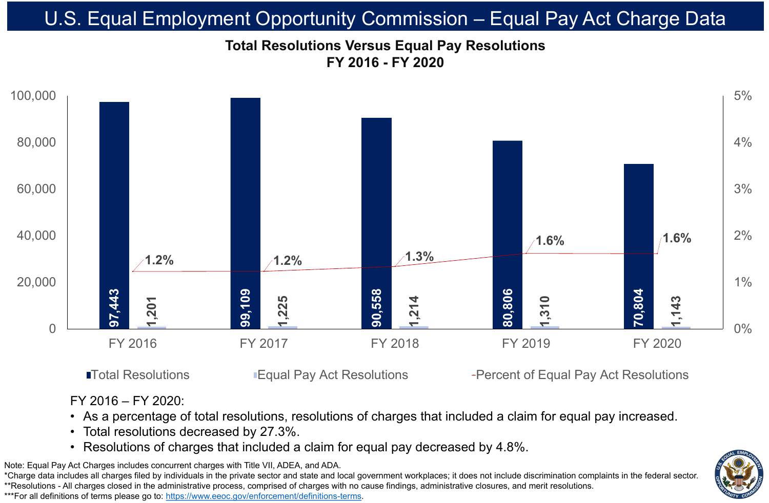# U.S. Equal Employment Opportunity Commission – Equal Pay Act Charge Data

## Total Resolutions Versus Equal Pay Resolutions FY 2016 - FY 2020

| | FY 2016 | FY 2017 | FY 2018 | FY 2019 | FY 2020 |
|---|---|---|---|---|---|
| Total Resolutions | 97,443 | 99,109 | 90,558 | 80,806 | 70,804 |
| Equal Pay Act Resolutions | 1,201 | 1,225 | 1,214 | 1,310 | 1,143 |
| Percent of Equal Pay Act Resolutions | 1.2% | 1.2% | 1.3% | 1.6% | 1.6% |

FY 2016 – FY 2020:

- As a percentage of total resolutions, resolutions of charges that included a claim for equal pay increased.
- Total resolutions decreased by 27.3%.
- Resolutions of charges that included a claim for equal pay decreased by 4.8%.

Note: Equal Pay Act Charges includes concurrent charges with Title VII, ADEA, and ADA.

*Charge data includes all charges filed by individuals in the private sector and state and local government workplaces; it does not include discrimination complaints in the federal sector.

**Resolutions - All charges closed in the administrative process, comprised of charges with no cause findings, administrative closures, and merit resolutions.

***For all definitions of terms please go to: https://www.eeoc.gov/enforcement/definitions-terms.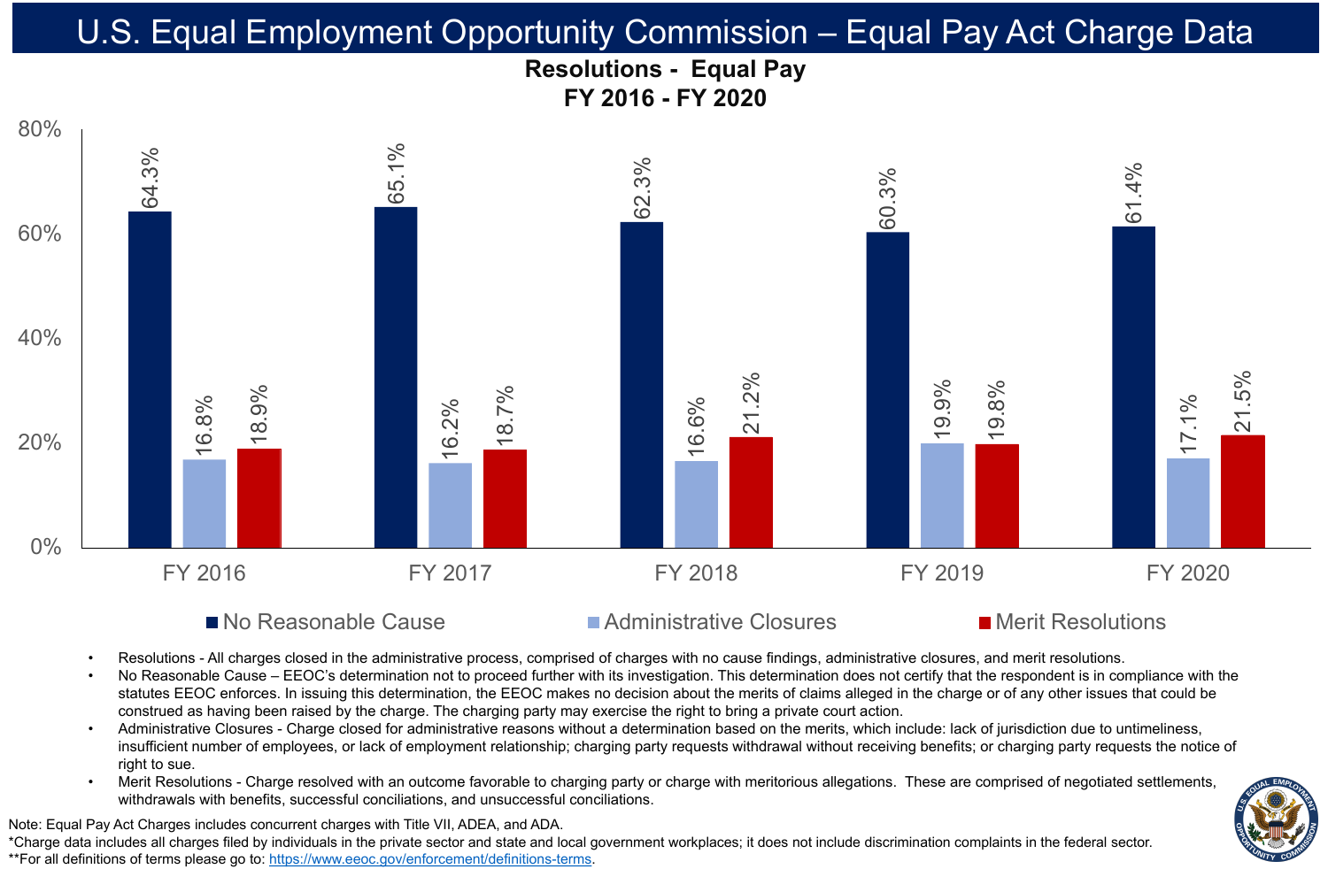# U.S. Equal Employment Opportunity Commission – Equal Pay Act Charge Data

## Resolutions - Equal Pay
## FY 2016 - FY 2020

| | FY 2016 | FY 2017 | FY 2018 | FY 2019 | FY 2020 |
|---|---|---|---|---|---|
| No Reasonable Cause | 64.3% | 65.1% | 62.3% | 60.3% | 61.4% |
| Administrative Closures | 16.8% | 16.2% | 16.6% | 19.9% | 17.1% |
| Merit Resolutions | 18.9% | 18.7% | 21.2% | 19.8% | 21.5% |

- Resolutions - All charges closed in the administrative process, comprised of charges with no cause findings, administrative closures, and merit resolutions.
- No Reasonable Cause – EEOC's determination not to proceed further with its investigation. This determination does not certify that the respondent is in compliance with the statutes EEOC enforces. In issuing this determination, the EEOC makes no decision about the merits of claims alleged in the charge or of any other issues that could be construed as having been raised by the charge. The charging party may exercise the right to bring a private court action.
- Administrative Closures - Charge closed for administrative reasons without a determination based on the merits, which include: lack of jurisdiction due to untimeliness, insufficient number of employees, or lack of employment relationship; charging party requests withdrawal without receiving benefits; or charging party requests the notice of right to sue.
- Merit Resolutions - Charge resolved with an outcome favorable to charging party or charge with meritorious allegations. These are comprised of negotiated settlements, withdrawals with benefits, successful conciliations, and unsuccessful conciliations.

Note: Equal Pay Act Charges includes concurrent charges with Title VII, ADEA, and ADA.
*Charge data includes all charges filed by individuals in the private sector and state and local government workplaces; it does not include discrimination complaints in the federal sector.
**For all definitions of terms please go to: https://www.eeoc.gov/enforcement/definitions-terms.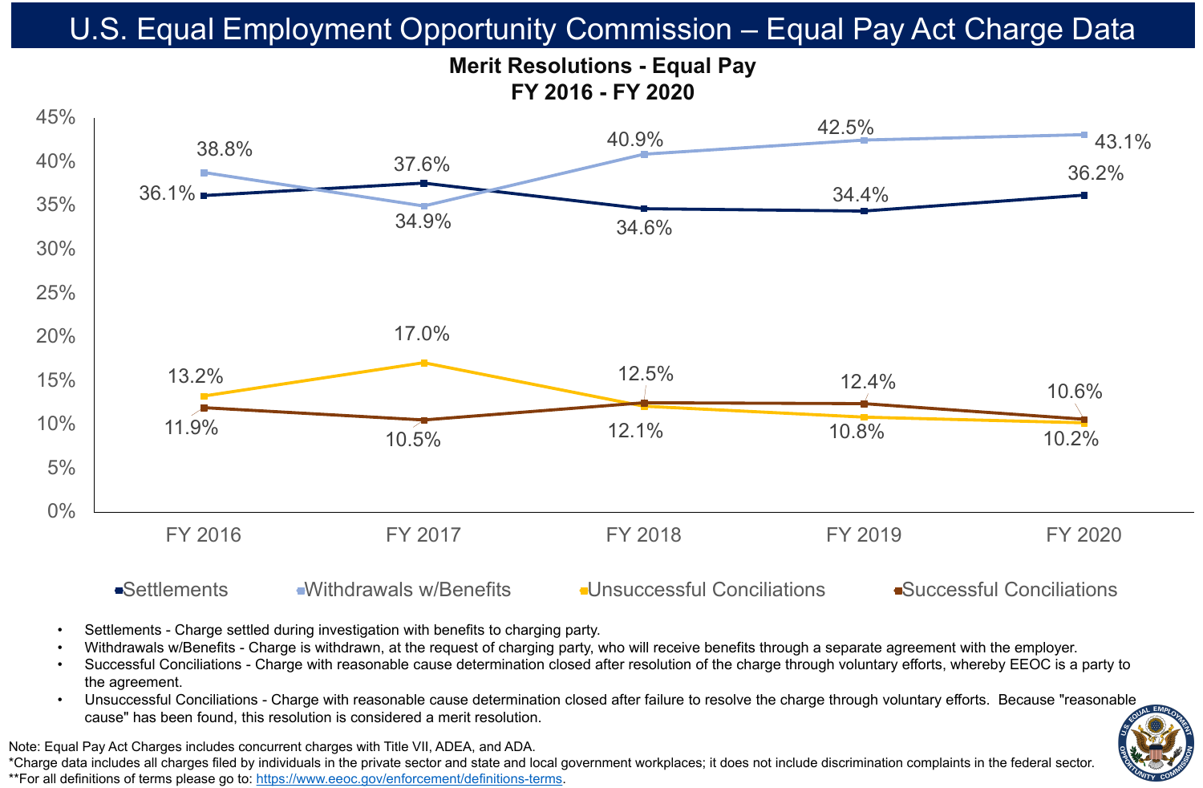# U.S. Equal Employment Opportunity Commission – Equal Pay Act Charge Data

## Merit Resolutions - Equal Pay
## FY 2016 - FY 2020

45%
40%
35%
30%
25%
20%
15%
10%
5%
0%

FY 2016
FY 2017
FY 2018
FY 2019
FY 2020

38.8%
37.6%
40.9%
42.5%
43.1%
36.1%
34.9%
34.6%
34.4%
36.2%
17.0%
13.2%
12.5%
12.4%
10.6%
11.9%
10.5%
12.1%
10.8%
10.2%

Settlements
Withdrawals w/Benefits
Unsuccessful Conciliations
Successful Conciliations

- Settlements - Charge settled during investigation with benefits to charging party.
- Withdrawals w/Benefits - Charge is withdrawn, at the request of charging party, who will receive benefits through a separate agreement with the employer.
- Successful Conciliations - Charge with reasonable cause determination closed after resolution of the charge through voluntary efforts, whereby EEOC is a party to the agreement.
- Unsuccessful Conciliations - Charge with reasonable cause determination closed after failure to resolve the charge through voluntary efforts. Because "reasonable cause" has been found, this resolution is considered a merit resolution.

Note: Equal Pay Act Charges includes concurrent charges with Title VII, ADEA, and ADA.
*Charge data includes all charges filed by individuals in the private sector and state and local government workplaces; it does not include discrimination complaints in the federal sector.
**For all definitions of terms please go to: https://www.eeoc.gov/enforcement/definitions-terms.